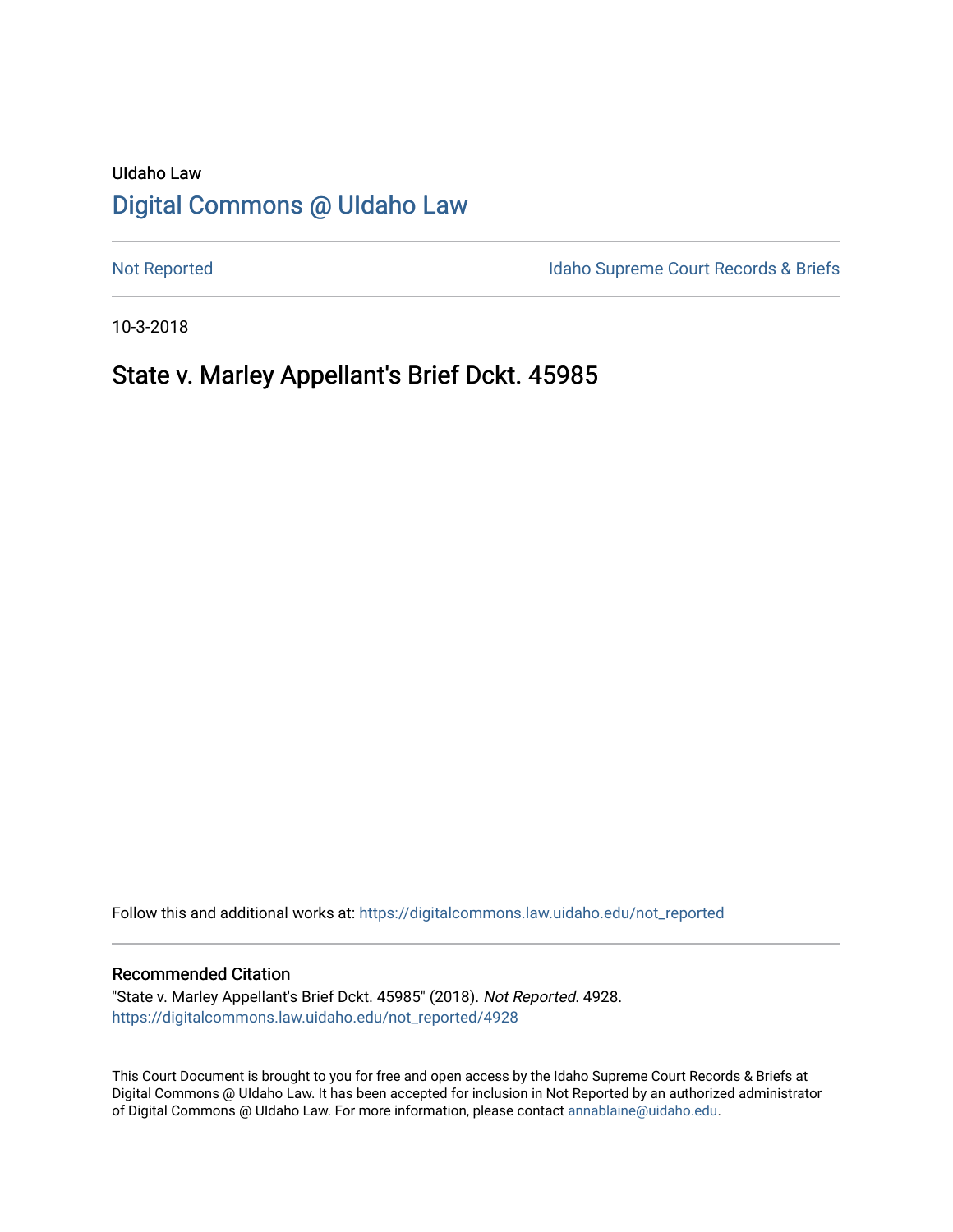UIdaho Law

# Digital Commons @ UIdaho Law

Not Reported

Idaho Supreme Court Records & Briefs

10-3-2018

## State v. Marley Appellant's Brief Dckt. 45985

Follow this and additional works at: https://digitalcommons.law.uidaho.edu/not_reported

### Recommended Citation

"State v. Marley Appellant's Brief Dckt. 45985" (2018). *Not Reported*. 4928.
https://digitalcommons.law.uidaho.edu/not_reported/4928

This Court Document is brought to you for free and open access by the Idaho Supreme Court Records & Briefs at Digital Commons @ UIdaho Law. It has been accepted for inclusion in Not Reported by an authorized administrator of Digital Commons @ UIdaho Law. For more information, please contact annablaine@uidaho.edu.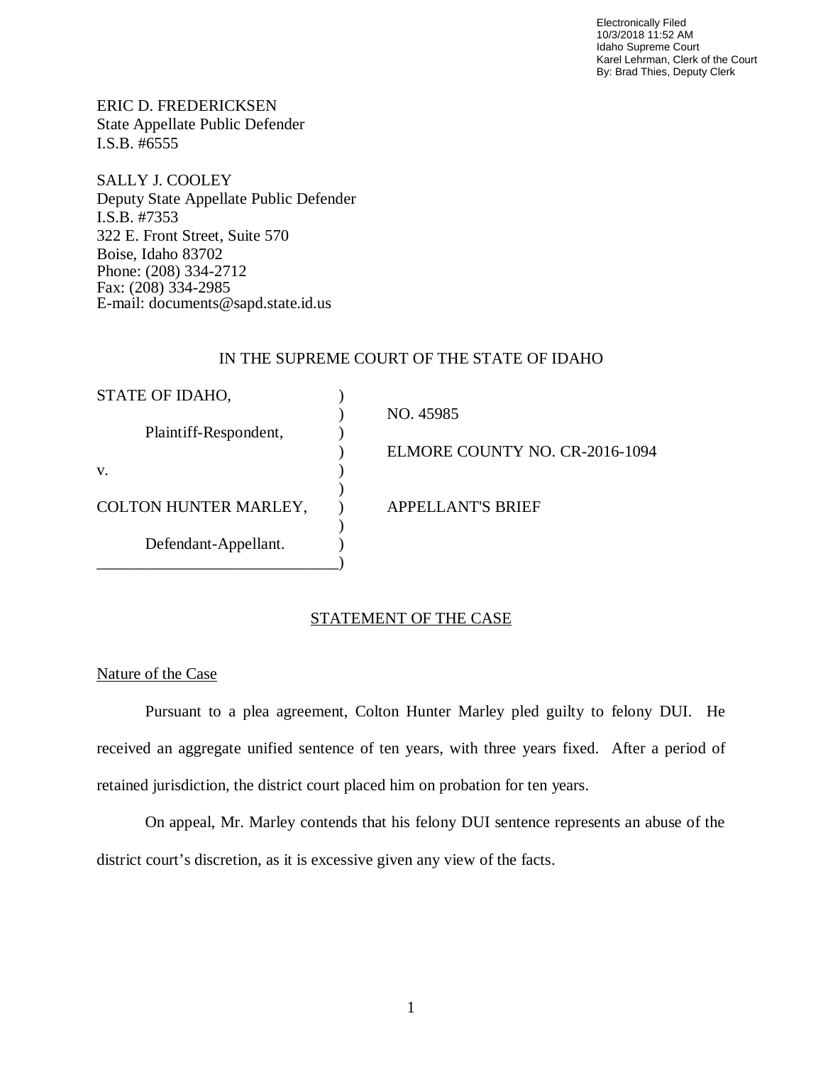Electronically Filed
10/3/2018 11:52 AM
Idaho Supreme Court
Karel Lehrman, Clerk of the Court
By: Brad Thies, Deputy Clerk

ERIC D. FREDERICKSEN
State Appellate Public Defender
I.S.B. #6555

SALLY J. COOLEY
Deputy State Appellate Public Defender
I.S.B. #7353
322 E. Front Street, Suite 570
Boise, Idaho 83702
Phone: (208) 334-2712
Fax: (208) 334-2985
E-mail: documents@sapd.state.id.us

IN THE SUPREME COURT OF THE STATE OF IDAHO

| | |
|---|---|
| STATE OF IDAHO, | NO. 45985 |
| Plaintiff-Respondent, | ELMORE COUNTY NO. CR-2016-1094 |
| v. | |
| COLTON HUNTER MARLEY, | APPELLANT'S BRIEF |
| Defendant-Appellant. | |

## STATEMENT OF THE CASE

### Nature of the Case

Pursuant to a plea agreement, Colton Hunter Marley pled guilty to felony DUI. He received an aggregate unified sentence of ten years, with three years fixed. After a period of retained jurisdiction, the district court placed him on probation for ten years.

On appeal, Mr. Marley contends that his felony DUI sentence represents an abuse of the district court's discretion, as it is excessive given any view of the facts.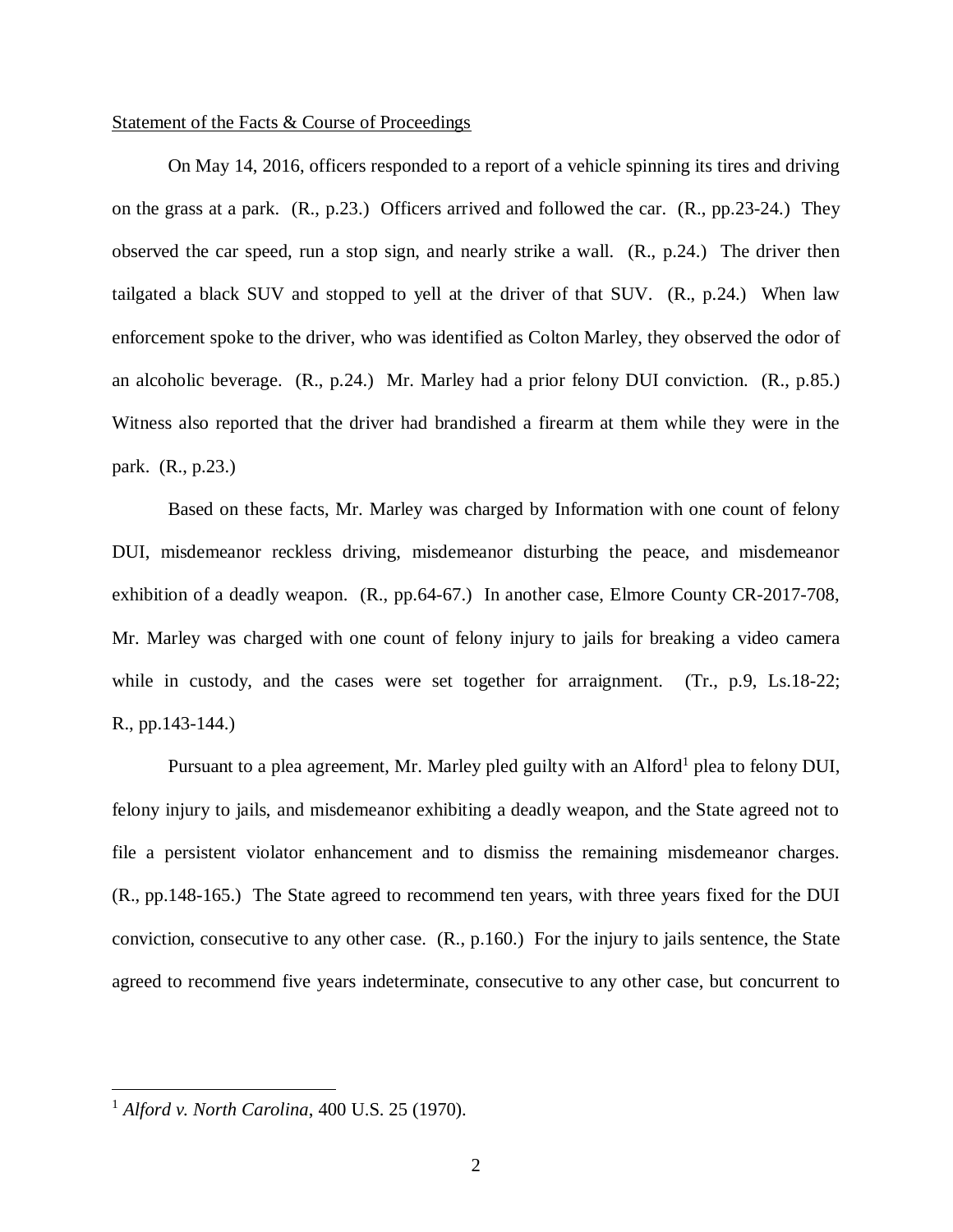Statement of the Facts & Course of Proceedings

On May 14, 2016, officers responded to a report of a vehicle spinning its tires and driving on the grass at a park. (R., p.23.) Officers arrived and followed the car. (R., pp.23-24.) They observed the car speed, run a stop sign, and nearly strike a wall. (R., p.24.) The driver then tailgated a black SUV and stopped to yell at the driver of that SUV. (R., p.24.) When law enforcement spoke to the driver, who was identified as Colton Marley, they observed the odor of an alcoholic beverage. (R., p.24.) Mr. Marley had a prior felony DUI conviction. (R., p.85.) Witness also reported that the driver had brandished a firearm at them while they were in the park. (R., p.23.)

Based on these facts, Mr. Marley was charged by Information with one count of felony DUI, misdemeanor reckless driving, misdemeanor disturbing the peace, and misdemeanor exhibition of a deadly weapon. (R., pp.64-67.) In another case, Elmore County CR-2017-708, Mr. Marley was charged with one count of felony injury to jails for breaking a video camera while in custody, and the cases were set together for arraignment. (Tr., p.9, Ls.18-22; R., pp.143-144.)

Pursuant to a plea agreement, Mr. Marley pled guilty with an Alford[1] plea to felony DUI, felony injury to jails, and misdemeanor exhibiting a deadly weapon, and the State agreed not to file a persistent violator enhancement and to dismiss the remaining misdemeanor charges. (R., pp.148-165.) The State agreed to recommend ten years, with three years fixed for the DUI conviction, consecutive to any other case. (R., p.160.) For the injury to jails sentence, the State agreed to recommend five years indeterminate, consecutive to any other case, but concurrent to

[1] *Alford v. North Carolina*, 400 U.S. 25 (1970).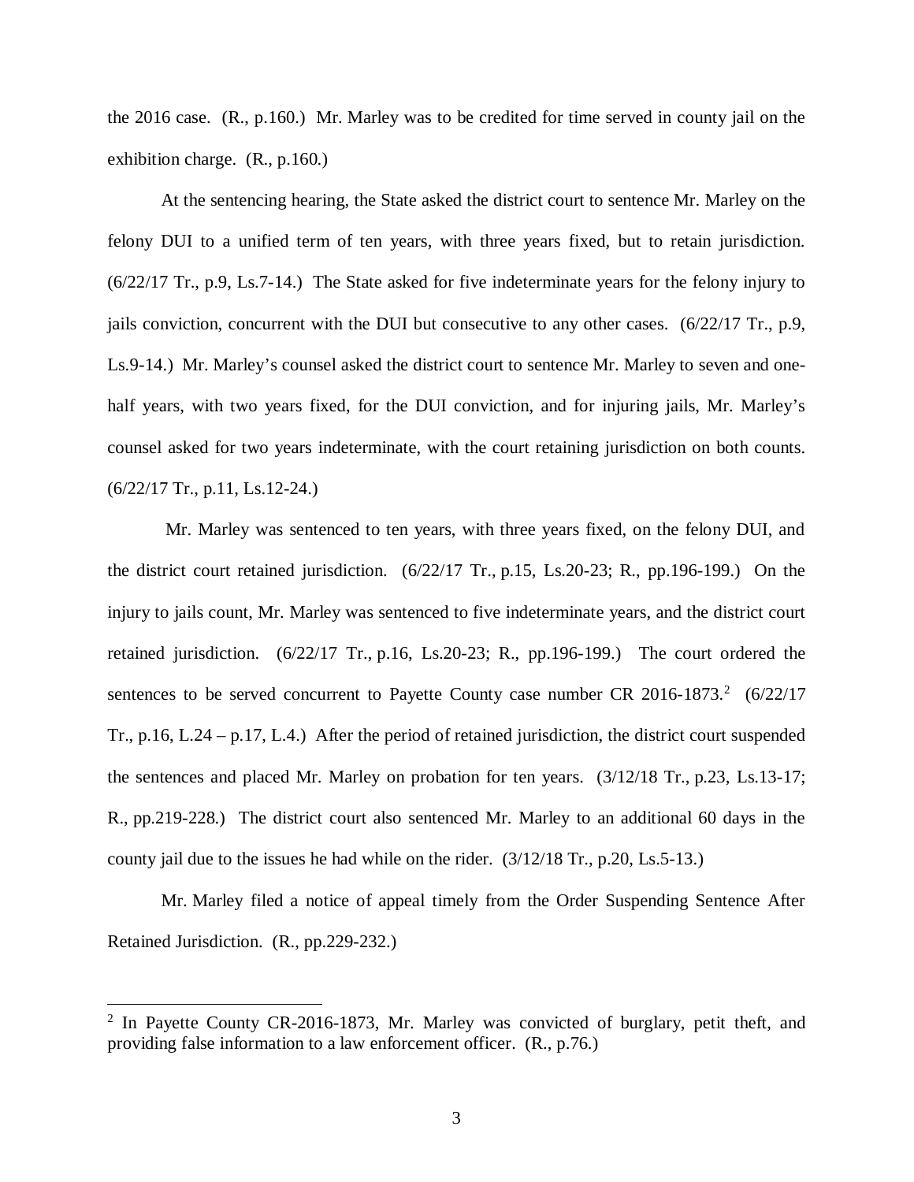the 2016 case. (R., p.160.) Mr. Marley was to be credited for time served in county jail on the exhibition charge. (R., p.160.)

At the sentencing hearing, the State asked the district court to sentence Mr. Marley on the felony DUI to a unified term of ten years, with three years fixed, but to retain jurisdiction. (6/22/17 Tr., p.9, Ls.7-14.) The State asked for five indeterminate years for the felony injury to jails conviction, concurrent with the DUI but consecutive to any other cases. (6/22/17 Tr., p.9, Ls.9-14.) Mr. Marley's counsel asked the district court to sentence Mr. Marley to seven and one-half years, with two years fixed, for the DUI conviction, and for injuring jails, Mr. Marley's counsel asked for two years indeterminate, with the court retaining jurisdiction on both counts. (6/22/17 Tr., p.11, Ls.12-24.)

Mr. Marley was sentenced to ten years, with three years fixed, on the felony DUI, and the district court retained jurisdiction. (6/22/17 Tr., p.15, Ls.20-23; R., pp.196-199.) On the injury to jails count, Mr. Marley was sentenced to five indeterminate years, and the district court retained jurisdiction. (6/22/17 Tr., p.16, Ls.20-23; R., pp.196-199.) The court ordered the sentences to be served concurrent to Payette County case number CR 2016-1873.[2] (6/22/17 Tr., p.16, L.24 – p.17, L.4.) After the period of retained jurisdiction, the district court suspended the sentences and placed Mr. Marley on probation for ten years. (3/12/18 Tr., p.23, Ls.13-17; R., pp.219-228.) The district court also sentenced Mr. Marley to an additional 60 days in the county jail due to the issues he had while on the rider. (3/12/18 Tr., p.20, Ls.5-13.)

Mr. Marley filed a notice of appeal timely from the Order Suspending Sentence After Retained Jurisdiction. (R., pp.229-232.)

---

[2] In Payette County CR-2016-1873, Mr. Marley was convicted of burglary, petit theft, and providing false information to a law enforcement officer. (R., p.76.)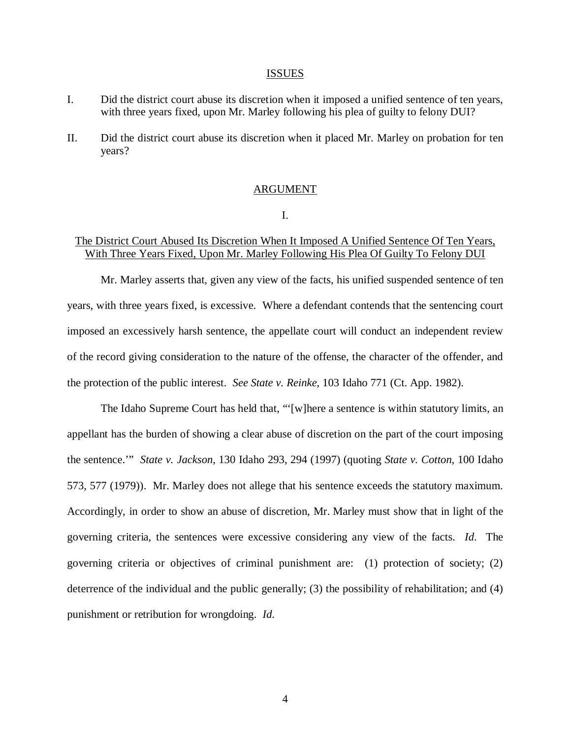## ISSUES

I. Did the district court abuse its discretion when it imposed a unified sentence of ten years, with three years fixed, upon Mr. Marley following his plea of guilty to felony DUI?

II. Did the district court abuse its discretion when it placed Mr. Marley on probation for ten years?

## ARGUMENT

### I.

### The District Court Abused Its Discretion When It Imposed A Unified Sentence Of Ten Years, With Three Years Fixed, Upon Mr. Marley Following His Plea Of Guilty To Felony DUI

Mr. Marley asserts that, given any view of the facts, his unified suspended sentence of ten years, with three years fixed, is excessive. Where a defendant contends that the sentencing court imposed an excessively harsh sentence, the appellate court will conduct an independent review of the record giving consideration to the nature of the offense, the character of the offender, and the protection of the public interest. *See State v. Reinke*, 103 Idaho 771 (Ct. App. 1982).

The Idaho Supreme Court has held that, "'[w]here a sentence is within statutory limits, an appellant has the burden of showing a clear abuse of discretion on the part of the court imposing the sentence.'" *State v. Jackson*, 130 Idaho 293, 294 (1997) (quoting *State v. Cotton*, 100 Idaho 573, 577 (1979)). Mr. Marley does not allege that his sentence exceeds the statutory maximum. Accordingly, in order to show an abuse of discretion, Mr. Marley must show that in light of the governing criteria, the sentences were excessive considering any view of the facts. *Id*. The governing criteria or objectives of criminal punishment are: (1) protection of society; (2) deterrence of the individual and the public generally; (3) the possibility of rehabilitation; and (4) punishment or retribution for wrongdoing. *Id*.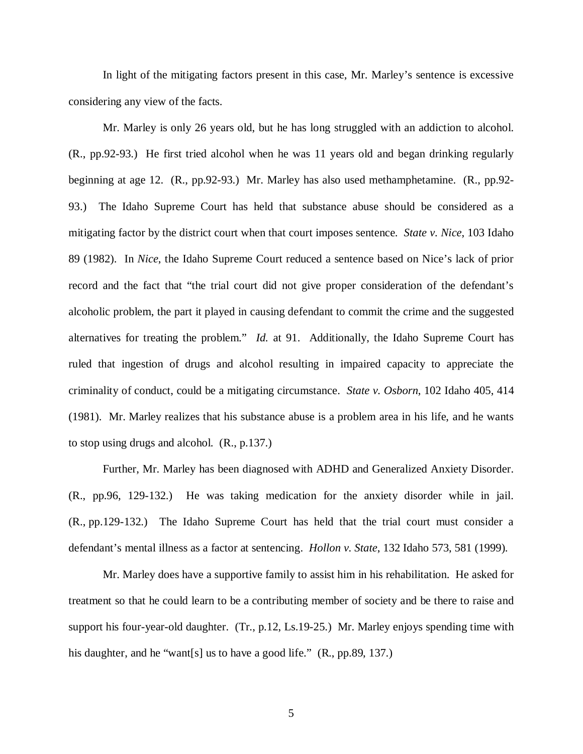In light of the mitigating factors present in this case, Mr. Marley's sentence is excessive considering any view of the facts.

Mr. Marley is only 26 years old, but he has long struggled with an addiction to alcohol. (R., pp.92-93.) He first tried alcohol when he was 11 years old and began drinking regularly beginning at age 12. (R., pp.92-93.) Mr. Marley has also used methamphetamine. (R., pp.92-93.) The Idaho Supreme Court has held that substance abuse should be considered as a mitigating factor by the district court when that court imposes sentence. *State v. Nice*, 103 Idaho 89 (1982). In *Nice*, the Idaho Supreme Court reduced a sentence based on Nice's lack of prior record and the fact that "the trial court did not give proper consideration of the defendant's alcoholic problem, the part it played in causing defendant to commit the crime and the suggested alternatives for treating the problem." *Id.* at 91. Additionally, the Idaho Supreme Court has ruled that ingestion of drugs and alcohol resulting in impaired capacity to appreciate the criminality of conduct, could be a mitigating circumstance. *State v. Osborn*, 102 Idaho 405, 414 (1981). Mr. Marley realizes that his substance abuse is a problem area in his life, and he wants to stop using drugs and alcohol. (R., p.137.)

Further, Mr. Marley has been diagnosed with ADHD and Generalized Anxiety Disorder. (R., pp.96, 129-132.) He was taking medication for the anxiety disorder while in jail. (R., pp.129-132.) The Idaho Supreme Court has held that the trial court must consider a defendant's mental illness as a factor at sentencing. *Hollon v. State*, 132 Idaho 573, 581 (1999).

Mr. Marley does have a supportive family to assist him in his rehabilitation. He asked for treatment so that he could learn to be a contributing member of society and be there to raise and support his four-year-old daughter. (Tr., p.12, Ls.19-25.) Mr. Marley enjoys spending time with his daughter, and he "want[s] us to have a good life." (R., pp.89, 137.)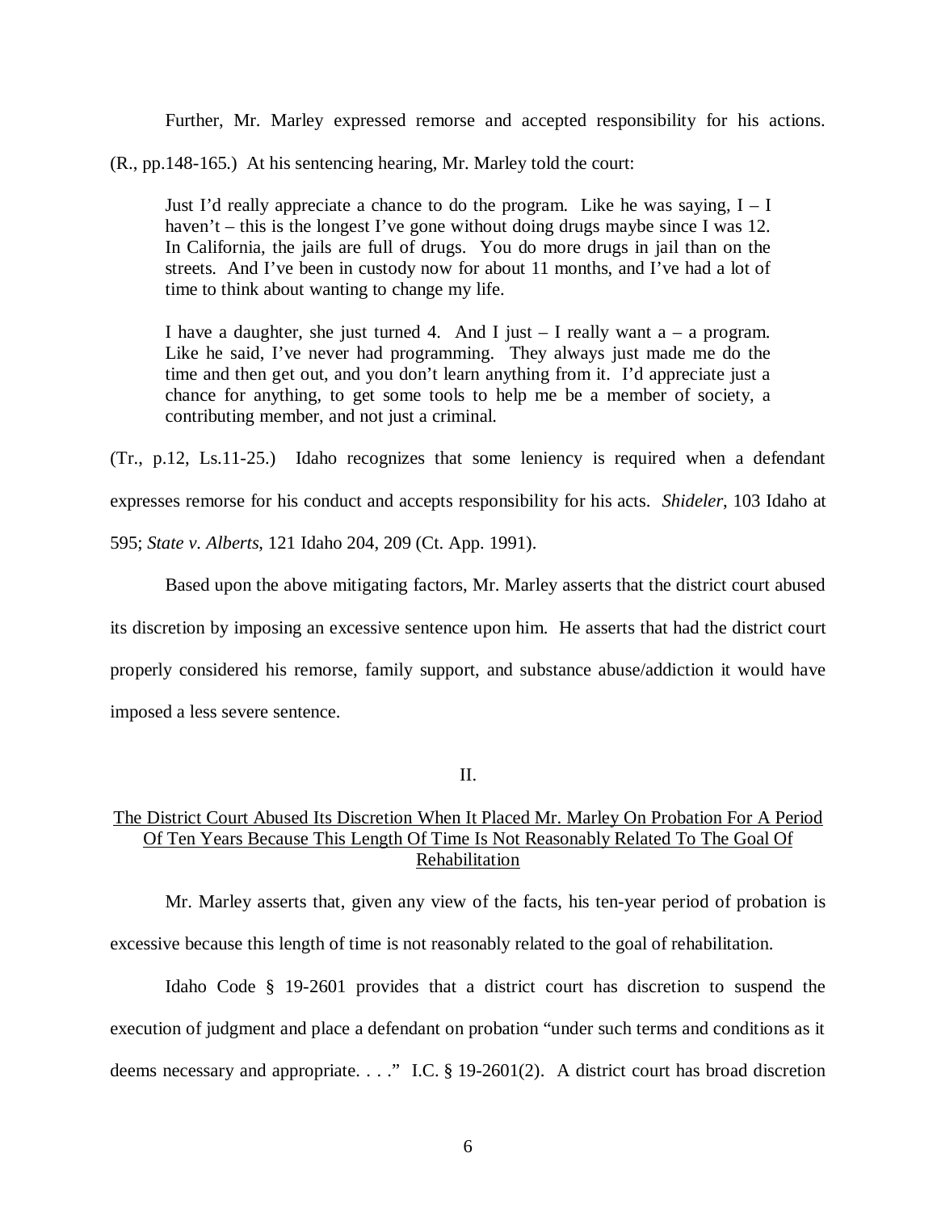Further, Mr. Marley expressed remorse and accepted responsibility for his actions. (R., pp.148-165.) At his sentencing hearing, Mr. Marley told the court:

> Just I'd really appreciate a chance to do the program. Like he was saying, I – I haven't – this is the longest I've gone without doing drugs maybe since I was 12. In California, the jails are full of drugs. You do more drugs in jail than on the streets. And I've been in custody now for about 11 months, and I've had a lot of time to think about wanting to change my life.
>
> I have a daughter, she just turned 4. And I just – I really want a – a program. Like he said, I've never had programming. They always just made me do the time and then get out, and you don't learn anything from it. I'd appreciate just a chance for anything, to get some tools to help me be a member of society, a contributing member, and not just a criminal.

(Tr., p.12, Ls.11-25.) Idaho recognizes that some leniency is required when a defendant expresses remorse for his conduct and accepts responsibility for his acts. *Shideler*, 103 Idaho at 595; *State v. Alberts*, 121 Idaho 204, 209 (Ct. App. 1991).

Based upon the above mitigating factors, Mr. Marley asserts that the district court abused its discretion by imposing an excessive sentence upon him. He asserts that had the district court properly considered his remorse, family support, and substance abuse/addiction it would have imposed a less severe sentence.

II.

## The District Court Abused Its Discretion When It Placed Mr. Marley On Probation For A Period Of Ten Years Because This Length Of Time Is Not Reasonably Related To The Goal Of Rehabilitation

Mr. Marley asserts that, given any view of the facts, his ten-year period of probation is excessive because this length of time is not reasonably related to the goal of rehabilitation.

Idaho Code § 19-2601 provides that a district court has discretion to suspend the execution of judgment and place a defendant on probation "under such terms and conditions as it deems necessary and appropriate. . . ." I.C. § 19-2601(2). A district court has broad discretion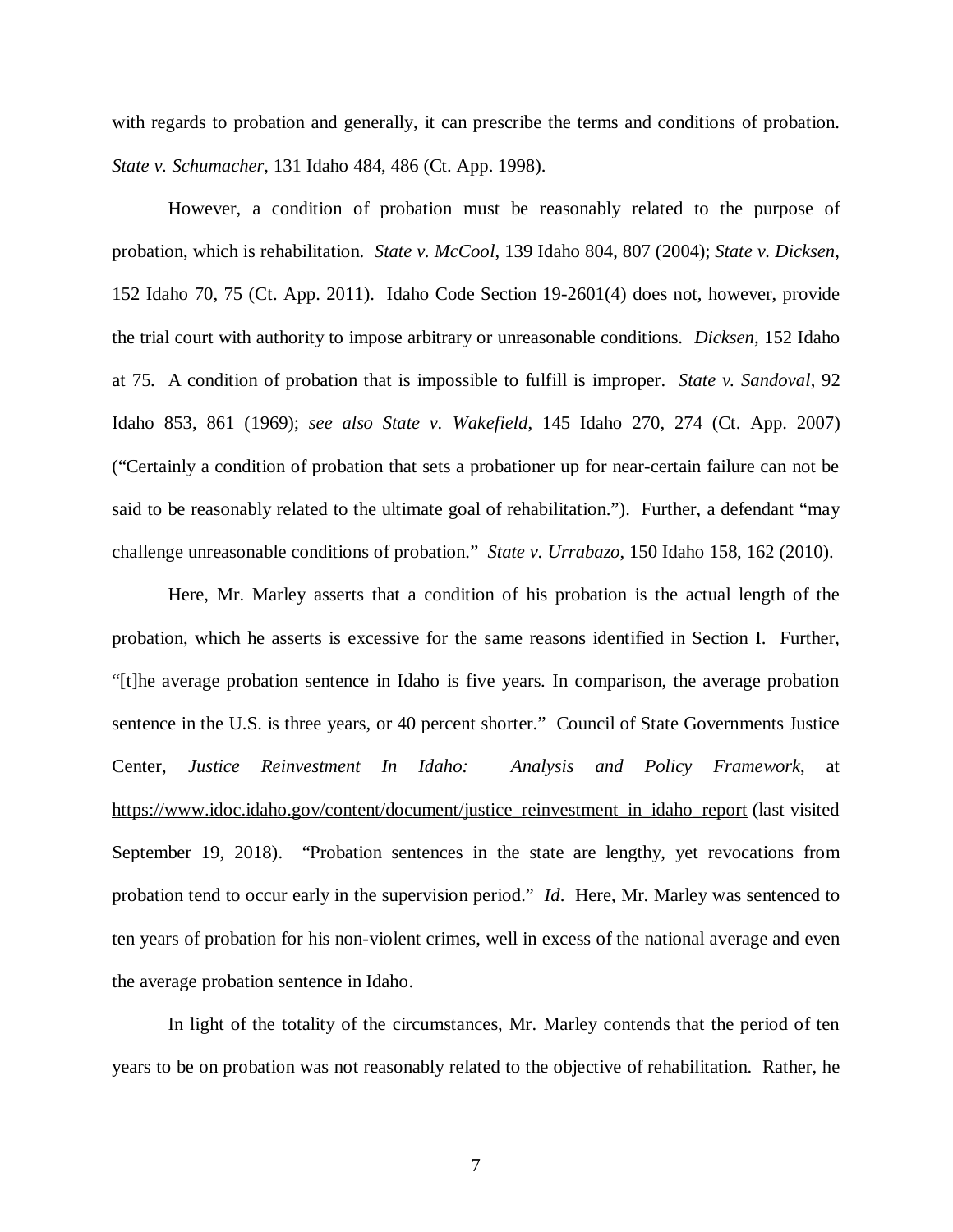with regards to probation and generally, it can prescribe the terms and conditions of probation. *State v. Schumacher*, 131 Idaho 484, 486 (Ct. App. 1998).

However, a condition of probation must be reasonably related to the purpose of probation, which is rehabilitation. *State v. McCool*, 139 Idaho 804, 807 (2004); *State v. Dicksen*, 152 Idaho 70, 75 (Ct. App. 2011). Idaho Code Section 19-2601(4) does not, however, provide the trial court with authority to impose arbitrary or unreasonable conditions. *Dicksen*, 152 Idaho at 75. A condition of probation that is impossible to fulfill is improper. *State v. Sandoval*, 92 Idaho 853, 861 (1969); *see also State v. Wakefield*, 145 Idaho 270, 274 (Ct. App. 2007) ("Certainly a condition of probation that sets a probationer up for near-certain failure can not be said to be reasonably related to the ultimate goal of rehabilitation."). Further, a defendant "may challenge unreasonable conditions of probation." *State v. Urrabazo*, 150 Idaho 158, 162 (2010).

Here, Mr. Marley asserts that a condition of his probation is the actual length of the probation, which he asserts is excessive for the same reasons identified in Section I. Further, "[t]he average probation sentence in Idaho is five years. In comparison, the average probation sentence in the U.S. is three years, or 40 percent shorter." Council of State Governments Justice Center, *Justice Reinvestment In Idaho: Analysis and Policy Framework*, at https://www.idoc.idaho.gov/content/document/justice_reinvestment_in_idaho_report (last visited September 19, 2018). "Probation sentences in the state are lengthy, yet revocations from probation tend to occur early in the supervision period." *Id*. Here, Mr. Marley was sentenced to ten years of probation for his non-violent crimes, well in excess of the national average and even the average probation sentence in Idaho.

In light of the totality of the circumstances, Mr. Marley contends that the period of ten years to be on probation was not reasonably related to the objective of rehabilitation. Rather, he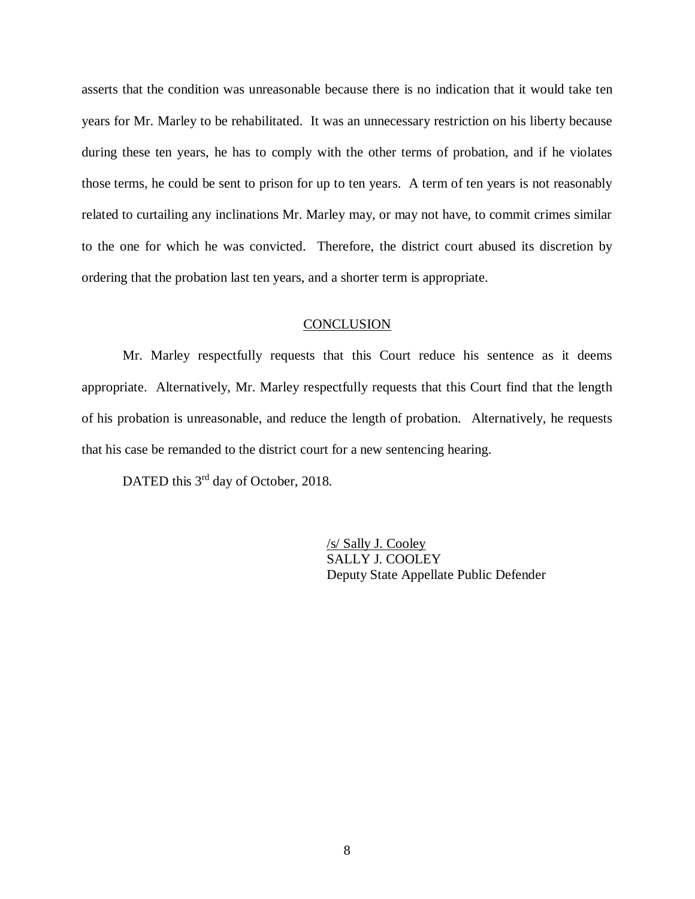asserts that the condition was unreasonable because there is no indication that it would take ten years for Mr. Marley to be rehabilitated. It was an unnecessary restriction on his liberty because during these ten years, he has to comply with the other terms of probation, and if he violates those terms, he could be sent to prison for up to ten years. A term of ten years is not reasonably related to curtailing any inclinations Mr. Marley may, or may not have, to commit crimes similar to the one for which he was convicted. Therefore, the district court abused its discretion by ordering that the probation last ten years, and a shorter term is appropriate.

## CONCLUSION

Mr. Marley respectfully requests that this Court reduce his sentence as it deems appropriate. Alternatively, Mr. Marley respectfully requests that this Court find that the length of his probation is unreasonable, and reduce the length of probation. Alternatively, he requests that his case be remanded to the district court for a new sentencing hearing.

DATED this 3rd day of October, 2018.

/s/ Sally J. Cooley
SALLY J. COOLEY
Deputy State Appellate Public Defender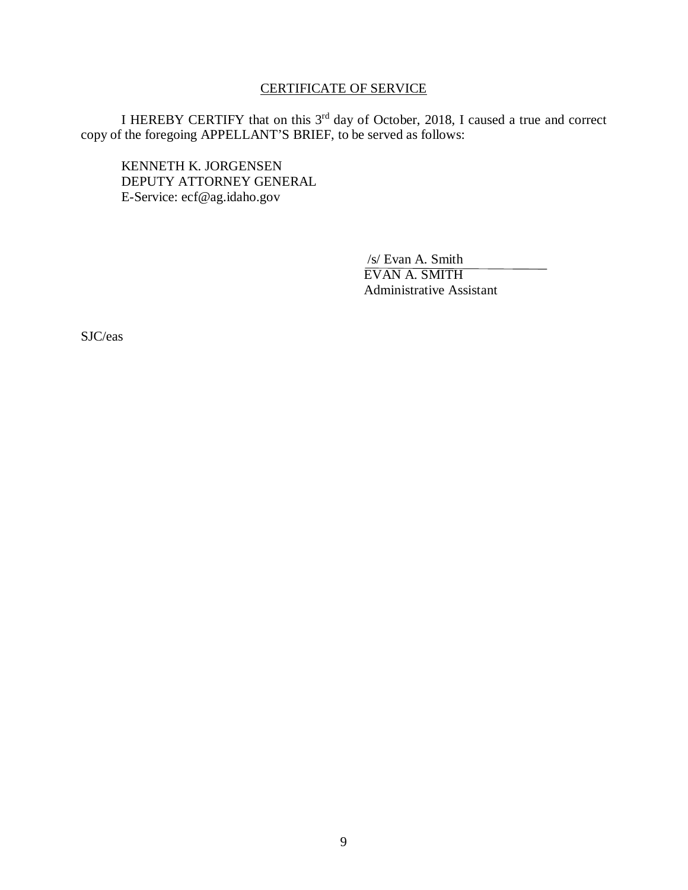CERTIFICATE OF SERVICE

I HEREBY CERTIFY that on this 3rd day of October, 2018, I caused a true and correct copy of the foregoing APPELLANT'S BRIEF, to be served as follows:

KENNETH K. JORGENSEN
DEPUTY ATTORNEY GENERAL
E-Service: ecf@ag.idaho.gov

/s/ Evan A. Smith
EVAN A. SMITH
Administrative Assistant

SJC/eas